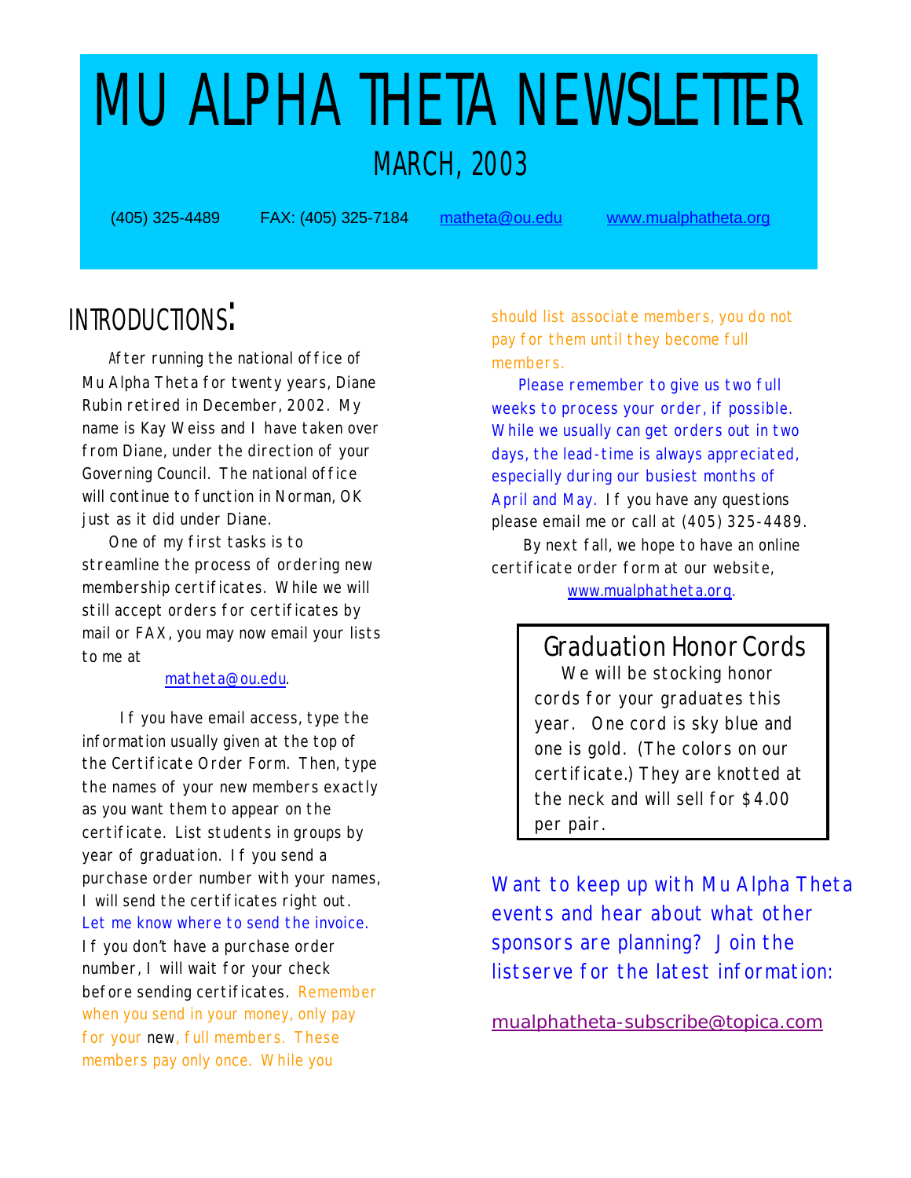# MU ALPHA THETA NEWSLETTER

## MARCH, 2003

(405) 325-4489 FAX: (405) 325-7184 matheta@ou.edu www.mualphatheta.org

## INTRODUCTIONS:

After running the national office of Mu Alpha Theta for twenty years, Diane Rubin retired in December, 2002. My name is Kay Weiss and I have taken over from Diane, under the direction of your Governing Council. The national office will continue to function in Norman, OK just as it did under Diane.

One of my first tasks is to streamline the process of ordering new membership certificates. While we will still accept orders for certificates by mail or FAX, you may now email your lists to me at

matheta@ou.edu.

If you have email access, type the information usually given at the top of the Certificate Order Form. Then, type the names of your new members exactly as you want them to appear on the certificate. List students in groups by year of graduation. If you send a purchase order number with your names, I will send the certificates right out. Let me know where to send the invoice. If you don't have a purchase order number, I will wait for your check before sending certificates. Remember when you send in your money, only pay for your new, full members. These members pay only once. While you should list associate members, you do not pay for them until they become full members.

Please remember to give us two full weeks to process your order, if possible. While we usually can get orders out in two days, the lead-time is always appreciated, especially during our busiest months of April and May. If you have any questions please email me or call at (405) 325-4489.

By next fall, we hope to have an online certificate order form at our website, www.mualphatheta.org.

## Graduation Honor Cords

We will be stocking honor cords for your graduates this year. One cord is sky blue and one is gold. (The colors on our certificate.) They are knotted at the neck and will sell for $4.00 per pair.

Want to keep up with Mu Alpha Theta events and hear about what other sponsors are planning? Join the listserve for the latest information:

mualphatheta-subscribe@topica.com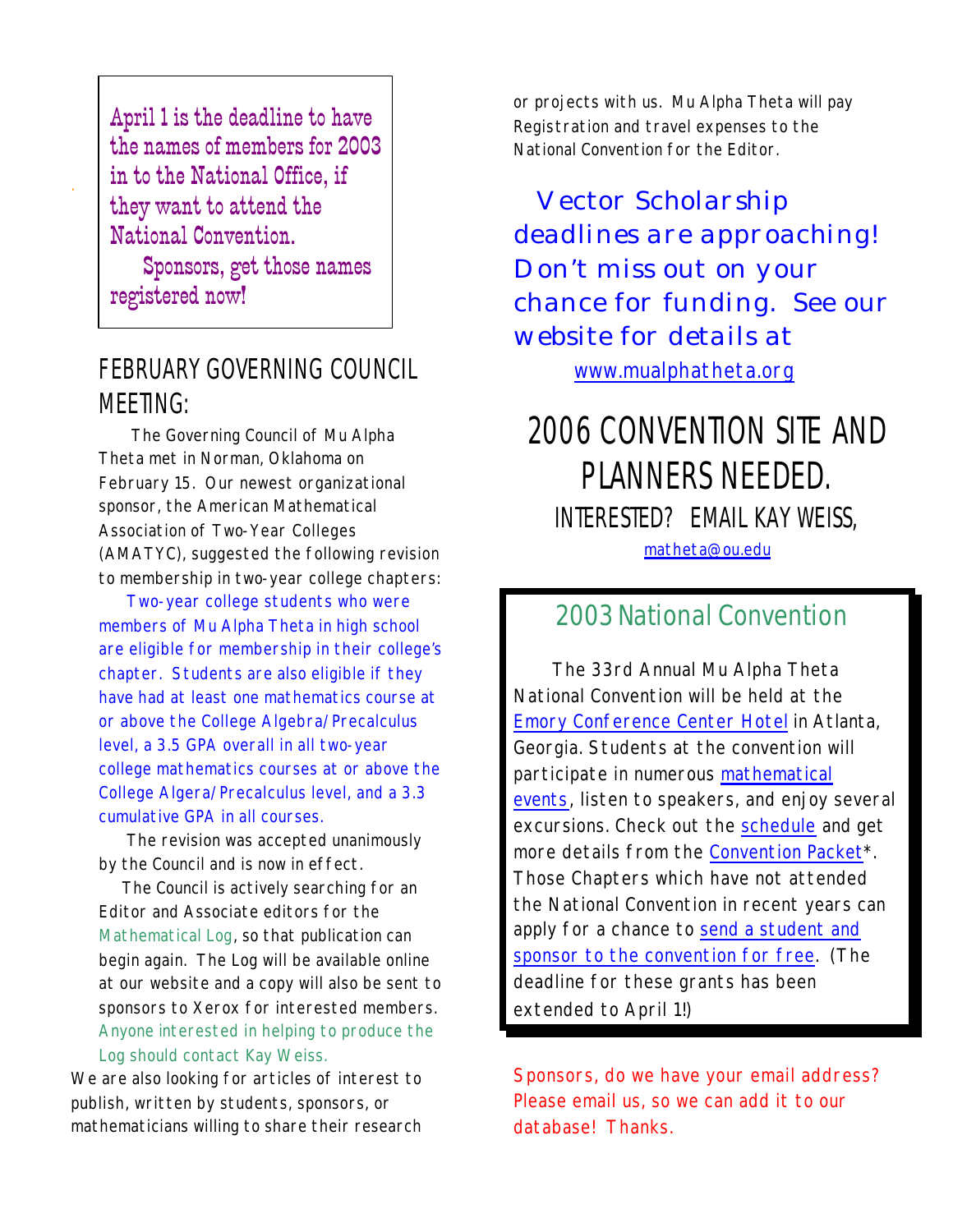April 1 is the deadline to have the names of members for 2003 in to the National Office, if they want to attend the National Convention.

Sponsors, get those names registered now!

## FEBRUARY GOVERNING COUNCIL MEETING:

The Governing Council of Mu Alpha Theta met in Norman, Oklahoma on February 15. Our newest organizational sponsor, the American Mathematical Association of Two-Year Colleges (AMATYC), suggested the following revision to membership in two-year college chapters:

Two-year college students who were members of Mu Alpha Theta in high school are eligible for membership in their college's chapter. Students are also eligible if they have had at least one mathematics course at or above the College Algebra/Precalculus level, a 3.5 GPA overall in all two-year college mathematics courses at or above the College Algera/Precalculus level, and a 3.3 cumulative GPA in all courses.

The revision was accepted unanimously by the Council and is now in effect.

The Council is actively searching for an Editor and Associate editors for the Mathematical Log, so that publication can begin again. The Log will be available online at our website and a copy will also be sent to sponsors to Xerox for interested members. Anyone interested in helping to produce the Log should contact Kay Weiss. We are also looking for articles of interest to publish, written by students, sponsors, or mathematicians willing to share their research or projects with us. Mu Alpha Theta will pay Registration and travel expenses to the National Convention for the Editor.

Vector Scholarship deadlines are approaching! Don't miss out on your chance for funding. See our website for details at www.mualphatheta.org

## 2006 CONVENTION SITE AND PLANNERS NEEDED.

INTERESTED? EMAIL KAY WEISS, matheta@ou.edu

## 2003 National Convention

The 33rd Annual Mu Alpha Theta National Convention will be held at the Emory Conference Center Hotel in Atlanta, Georgia. Students at the convention will participate in numerous mathematical events, listen to speakers, and enjoy several excursions. Check out the schedule and get more details from the Convention Packet*. Those Chapters which have not attended the National Convention in recent years can apply for a chance to send a student and sponsor to the convention for free. (The deadline for these grants has been extended to April 1!)

Sponsors, do we have your email address? Please email us, so we can add it to our database! Thanks.